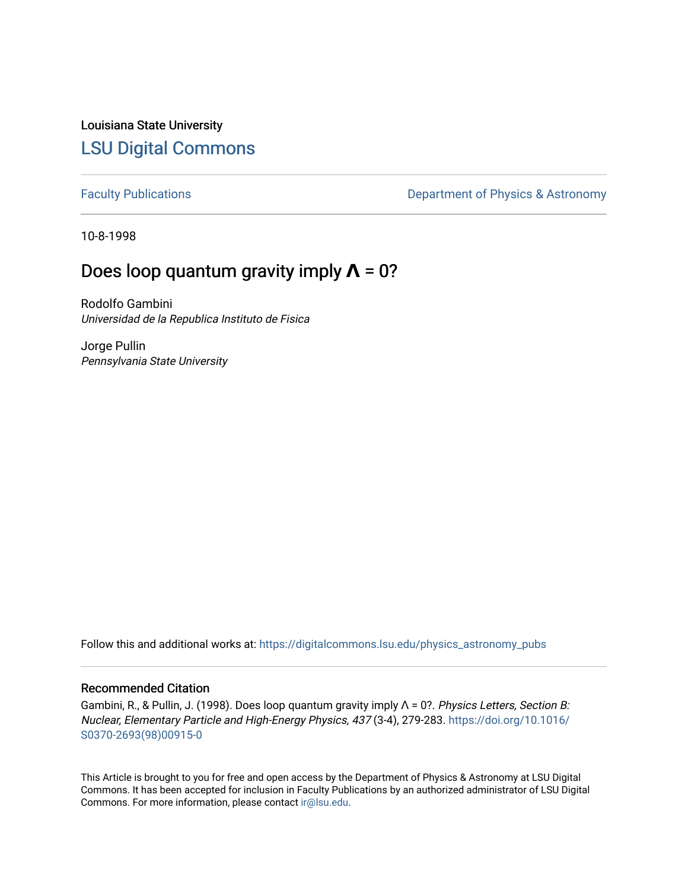Louisiana State University

# LSU Digital Commons

Faculty Publications

Department of Physics & Astronomy

10-8-1998

## Does loop quantum gravity imply Λ = 0?

Rodolfo Gambini
*Universidad de la Republica Instituto de Fisica*

Jorge Pullin
*Pennsylvania State University*

Follow this and additional works at: https://digitalcommons.lsu.edu/physics_astronomy_pubs

### Recommended Citation

Gambini, R., & Pullin, J. (1998). Does loop quantum gravity imply Λ = 0?. *Physics Letters, Section B: Nuclear, Elementary Particle and High-Energy Physics, 437* (3-4), 279-283. https://doi.org/10.1016/S0370-2693(98)00915-0

This Article is brought to you for free and open access by the Department of Physics & Astronomy at LSU Digital Commons. It has been accepted for inclusion in Faculty Publications by an authorized administrator of LSU Digital Commons. For more information, please contact ir@lsu.edu.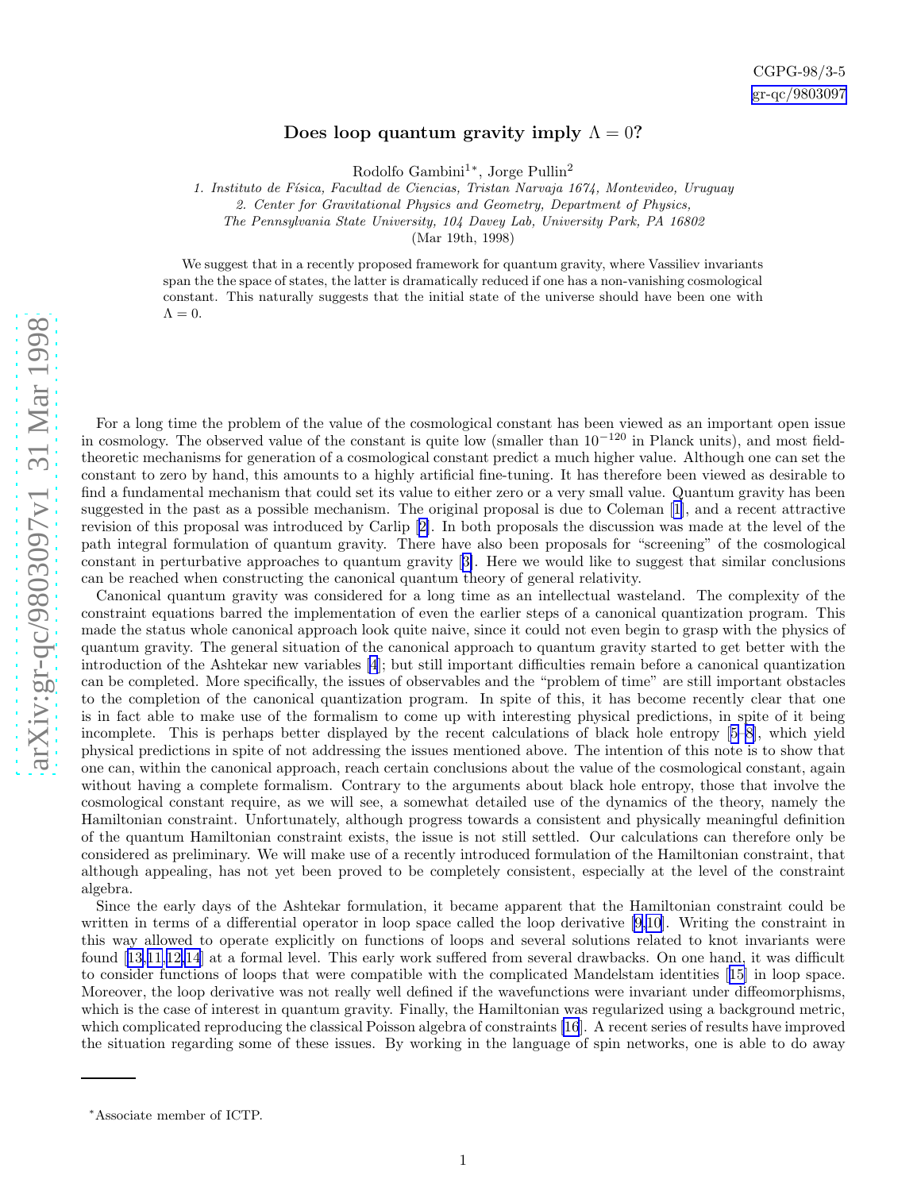CGPG-98/3-5
gr-qc/9803097

# Does loop quantum gravity imply $\Lambda = 0$?

Rodolfo Gambini[1*], Jorge Pullin[2]

*1. Instituto de Física, Facultad de Ciencias, Tristan Narvaja 1674, Montevideo, Uruguay*
*2. Center for Gravitational Physics and Geometry, Department of Physics,*
*The Pennsylvania State University, 104 Davey Lab, University Park, PA 16802*
(Mar 19th, 1998)

We suggest that in a recently proposed framework for quantum gravity, where Vassiliev invariants span the the space of states, the latter is dramatically reduced if one has a non-vanishing cosmological constant. This naturally suggests that the initial state of the universe should have been one with $\Lambda = 0$.

For a long time the problem of the value of the cosmological constant has been viewed as an important open issue in cosmology. The observed value of the constant is quite low (smaller than $10^{-120}$ in Planck units), and most field-theoretic mechanisms for generation of a cosmological constant predict a much higher value. Although one can set the constant to zero by hand, this amounts to a highly artificial fine-tuning. It has therefore been viewed as desirable to find a fundamental mechanism that could set its value to either zero or a very small value. Quantum gravity has been suggested in the past as a possible mechanism. The original proposal is due to Coleman [1], and a recent attractive revision of this proposal was introduced by Carlip [2]. In both proposals the discussion was made at the level of the path integral formulation of quantum gravity. There have also been proposals for "screening" of the cosmological constant in perturbative approaches to quantum gravity [3]. Here we would like to suggest that similar conclusions can be reached when constructing the canonical quantum theory of general relativity.

Canonical quantum gravity was considered for a long time as an intellectual wasteland. The complexity of the constraint equations barred the implementation of even the earlier steps of a canonical quantization program. This made the status whole canonical approach look quite naive, since it could not even begin to grasp with the physics of quantum gravity. The general situation of the canonical approach to quantum gravity started to get better with the introduction of the Ashtekar new variables [4]; but still important difficulties remain before a canonical quantization can be completed. More specifically, the issues of observables and the "problem of time" are still important obstacles to the completion of the canonical quantization program. In spite of this, it has become recently clear that one is in fact able to make use of the formalism to come up with interesting physical predictions, in spite of it being incomplete. This is perhaps better displayed by the recent calculations of black hole entropy [5–8], which yield physical predictions in spite of not addressing the issues mentioned above. The intention of this note is to show that one can, within the canonical approach, reach certain conclusions about the value of the cosmological constant, again without having a complete formalism. Contrary to the arguments about black hole entropy, those that involve the cosmological constant require, as we will see, a somewhat detailed use of the dynamics of the theory, namely the Hamiltonian constraint. Unfortunately, although progress towards a consistent and physically meaningful definition of the quantum Hamiltonian constraint exists, the issue is not still settled. Our calculations can therefore only be considered as preliminary. We will make use of a recently introduced formulation of the Hamiltonian constraint, that although appealing, has not yet been proved to be completely consistent, especially at the level of the constraint algebra.

Since the early days of the Ashtekar formulation, it became apparent that the Hamiltonian constraint could be written in terms of a differential operator in loop space called the loop derivative [9,10]. Writing the constraint in this way allowed to operate explicitly on functions of loops and several solutions related to knot invariants were found [13,11,12,14] at a formal level. This early work suffered from several drawbacks. On one hand, it was difficult to consider functions of loops that were compatible with the complicated Mandelstam identities [15] in loop space. Moreover, the loop derivative was not really well defined if the wavefunctions were invariant under diffeomorphisms, which is the case of interest in quantum gravity. Finally, the Hamiltonian was regularized using a background metric, which complicated reproducing the classical Poisson algebra of constraints [16]. A recent series of results have improved the situation regarding some of these issues. By working in the language of spin networks, one is able to do away

*Associate member of ICTP.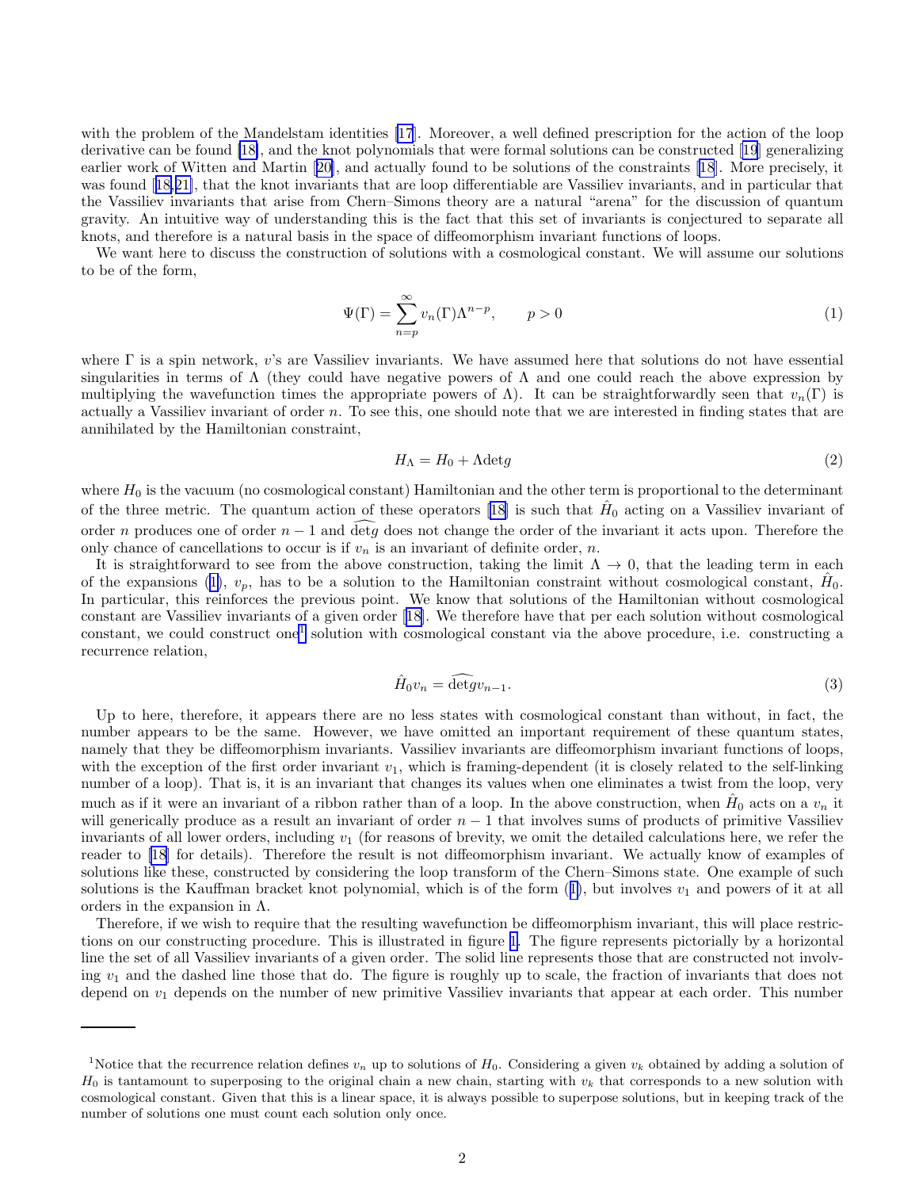with the problem of the Mandelstam identities [17]. Moreover, a well defined prescription for the action of the loop derivative can be found [18], and the knot polynomials that were formal solutions can be constructed [19] generalizing earlier work of Witten and Martin [20], and actually found to be solutions of the constraints [18]. More precisely, it was found [18,21], that the knot invariants that are loop differentiable are Vassiliev invariants, and in particular that the Vassiliev invariants that arise from Chern–Simons theory are a natural "arena" for the discussion of quantum gravity. An intuitive way of understanding this is the fact that this set of invariants is conjectured to separate all knots, and therefore is a natural basis in the space of diffeomorphism invariant functions of loops.

We want here to discuss the construction of solutions with a cosmological constant. We will assume our solutions to be of the form,

$$\Psi(\Gamma) = \sum_{n=p}^{\infty} v_n(\Gamma)\Lambda^{n-p}, \qquad p > 0 \tag{1}$$

where $\Gamma$ is a spin network, $v$'s are Vassiliev invariants. We have assumed here that solutions do not have essential singularities in terms of $\Lambda$ (they could have negative powers of $\Lambda$ and one could reach the above expression by multiplying the wavefunction times the appropriate powers of $\Lambda$). It can be straightforwardly seen that $v_n(\Gamma)$ is actually a Vassiliev invariant of order $n$. To see this, one should note that we are interested in finding states that are annihilated by the Hamiltonian constraint,

$$H_\Lambda = H_0 + \Lambda \det g \tag{2}$$

where $H_0$ is the vacuum (no cosmological constant) Hamiltonian and the other term is proportional to the determinant of the three metric. The quantum action of these operators [18] is such that $\hat{H}_0$ acting on a Vassiliev invariant of order $n$ produces one of order $n-1$ and $\widehat{\det g}$ does not change the order of the invariant it acts upon. Therefore the only chance of cancellations to occur is if $v_n$ is an invariant of definite order, $n$.

It is straightforward to see from the above construction, taking the limit $\Lambda \to 0$, that the leading term in each of the expansions (1), $v_p$, has to be a solution to the Hamiltonian constraint without cosmological constant, $\hat{H}_0$. In particular, this reinforces the previous point. We know that solutions of the Hamiltonian without cosmological constant are Vassiliev invariants of a given order [18]. We therefore have that per each solution without cosmological constant, we could construct one[1] solution with cosmological constant via the above procedure, i.e. constructing a recurrence relation,

$$\hat{H}_0 v_n = \widehat{\det g} v_{n-1}. \tag{3}$$

Up to here, therefore, it appears there are no less states with cosmological constant than without, in fact, the number appears to be the same. However, we have omitted an important requirement of these quantum states, namely that they be diffeomorphism invariants. Vassiliev invariants are diffeomorphism invariant functions of loops, with the exception of the first order invariant $v_1$, which is framing-dependent (it is closely related to the self-linking number of a loop). That is, it is an invariant that changes its values when one eliminates a twist from the loop, very much as if it were an invariant of a ribbon rather than of a loop. In the above construction, when $\hat{H}_0$ acts on a $v_n$ it will generically produce as a result an invariant of order $n-1$ that involves sums of products of primitive Vassiliev invariants of all lower orders, including $v_1$ (for reasons of brevity, we omit the detailed calculations here, we refer the reader to [18] for details). Therefore the result is not diffeomorphism invariant. We actually know of examples of solutions like these, constructed by considering the loop transform of the Chern–Simons state. One example of such solutions is the Kauffman bracket knot polynomial, which is of the form (1), but involves $v_1$ and powers of it at all orders in the expansion in $\Lambda$.

Therefore, if we wish to require that the resulting wavefunction be diffeomorphism invariant, this will place restrictions on our constructing procedure. This is illustrated in figure 1. The figure represents pictorially by a horizontal line the set of all Vassiliev invariants of a given order. The solid line represents those that are constructed not involving $v_1$ and the dashed line those that do. The figure is roughly up to scale, the fraction of invariants that does not depend on $v_1$ depends on the number of new primitive Vassiliev invariants that appear at each order. This number

[1] Notice that the recurrence relation defines $v_n$ up to solutions of $H_0$. Considering a given $v_k$ obtained by adding a solution of $H_0$ is tantamount to superposing to the original chain a new chain, starting with $v_k$ that corresponds to a new solution with cosmological constant. Given that this is a linear space, it is always possible to superpose solutions, but in keeping track of the number of solutions one must count each solution only once.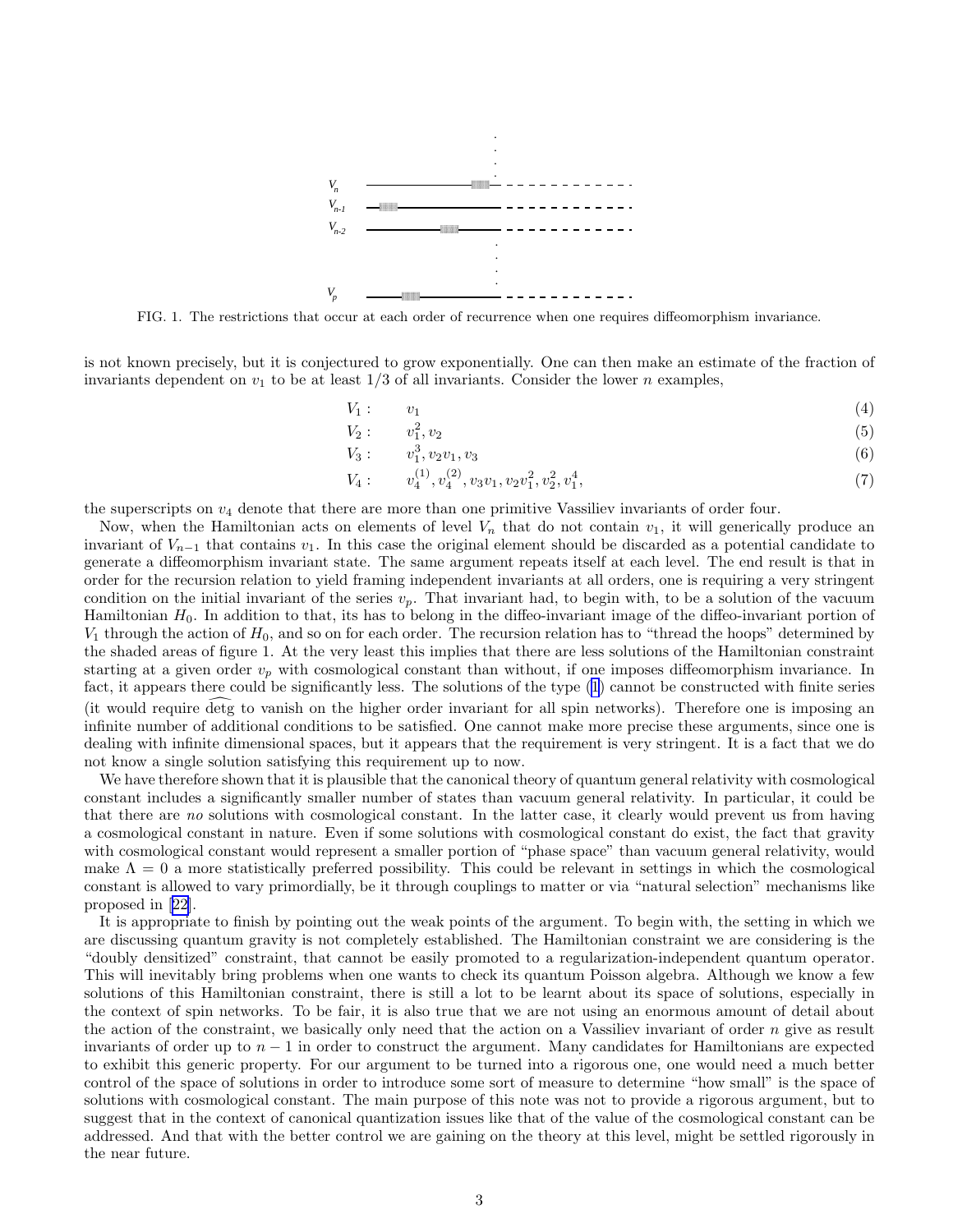FIG. 1. The restrictions that occur at each order of recurrence when one requires diffeomorphism invariance.

is not known precisely, but it is conjectured to grow exponentially. One can then make an estimate of the fraction of invariants dependent on $v_1$ to be at least 1/3 of all invariants. Consider the lower $n$ examples,

$$V_1: \quad v_1 \tag{4}$$

$$V_2: \quad v_1^2, v_2 \tag{5}$$

$$V_3: \quad v_1^3, v_2 v_1, v_3 \tag{6}$$

$$V_4: \quad v_4^{(1)}, v_4^{(2)}, v_3 v_1, v_2 v_1^2, v_2^2, v_1^4, \tag{7}$$

the superscripts on $v_4$ denote that there are more than one primitive Vassiliev invariants of order four.

Now, when the Hamiltonian acts on elements of level $V_n$ that do not contain $v_1$, it will generically produce an invariant of $V_{n-1}$ that contains $v_1$. In this case the original element should be discarded as a potential candidate to generate a diffeomorphism invariant state. The same argument repeats itself at each level. The end result is that in order for the recursion relation to yield framing independent invariants at all orders, one is requiring a very stringent condition on the initial invariant of the series $v_p$. That invariant had, to begin with, to be a solution of the vacuum Hamiltonian $H_0$. In addition to that, its has to belong in the diffeo-invariant image of the diffeo-invariant portion of $V_1$ through the action of $H_0$, and so on for each order. The recursion relation has to "thread the hoops" determined by the shaded areas of figure 1. At the very least this implies that there are less solutions of the Hamiltonian constraint starting at a given order $v_p$ with cosmological constant than without, if one imposes diffeomorphism invariance. In fact, it appears there could be significantly less. The solutions of the type (1) cannot be constructed with finite series (it would require $\widehat{\det g}$ to vanish on the higher order invariant for all spin networks). Therefore one is imposing an infinite number of additional conditions to be satisfied. One cannot make more precise these arguments, since one is dealing with infinite dimensional spaces, but it appears that the requirement is very stringent. It is a fact that we do not know a single solution satisfying this requirement up to now.

We have therefore shown that it is plausible that the canonical theory of quantum general relativity with cosmological constant includes a significantly smaller number of states than vacuum general relativity. In particular, it could be that there are *no* solutions with cosmological constant. In the latter case, it clearly would prevent us from having a cosmological constant in nature. Even if some solutions with cosmological constant do exist, the fact that gravity with cosmological constant would represent a smaller portion of "phase space" than vacuum general relativity, would make $\Lambda = 0$ a more statistically preferred possibility. This could be relevant in settings in which the cosmological constant is allowed to vary primordially, be it through couplings to matter or via "natural selection" mechanisms like proposed in [22].

It is appropriate to finish by pointing out the weak points of the argument. To begin with, the setting in which we are discussing quantum gravity is not completely established. The Hamiltonian constraint we are considering is the "doubly densitized" constraint, that cannot be easily promoted to a regularization-independent quantum operator. This will inevitably bring problems when one wants to check its quantum Poisson algebra. Although we know a few solutions of this Hamiltonian constraint, there is still a lot to be learnt about its space of solutions, especially in the context of spin networks. To be fair, it is also true that we are not using an enormous amount of detail about the action of the constraint, we basically only need that the action on a Vassiliev invariant of order $n$ give as result invariants of order up to $n-1$ in order to construct the argument. Many candidates for Hamiltonians are expected to exhibit this generic property. For our argument to be turned into a rigorous one, one would need a much better control of the space of solutions in order to introduce some sort of measure to determine "how small" is the space of solutions with cosmological constant. The main purpose of this note was not to provide a rigorous argument, but to suggest that in the context of canonical quantization issues like that of the value of the cosmological constant can be addressed. And that with the better control we are gaining on the theory at this level, might be settled rigorously in the near future.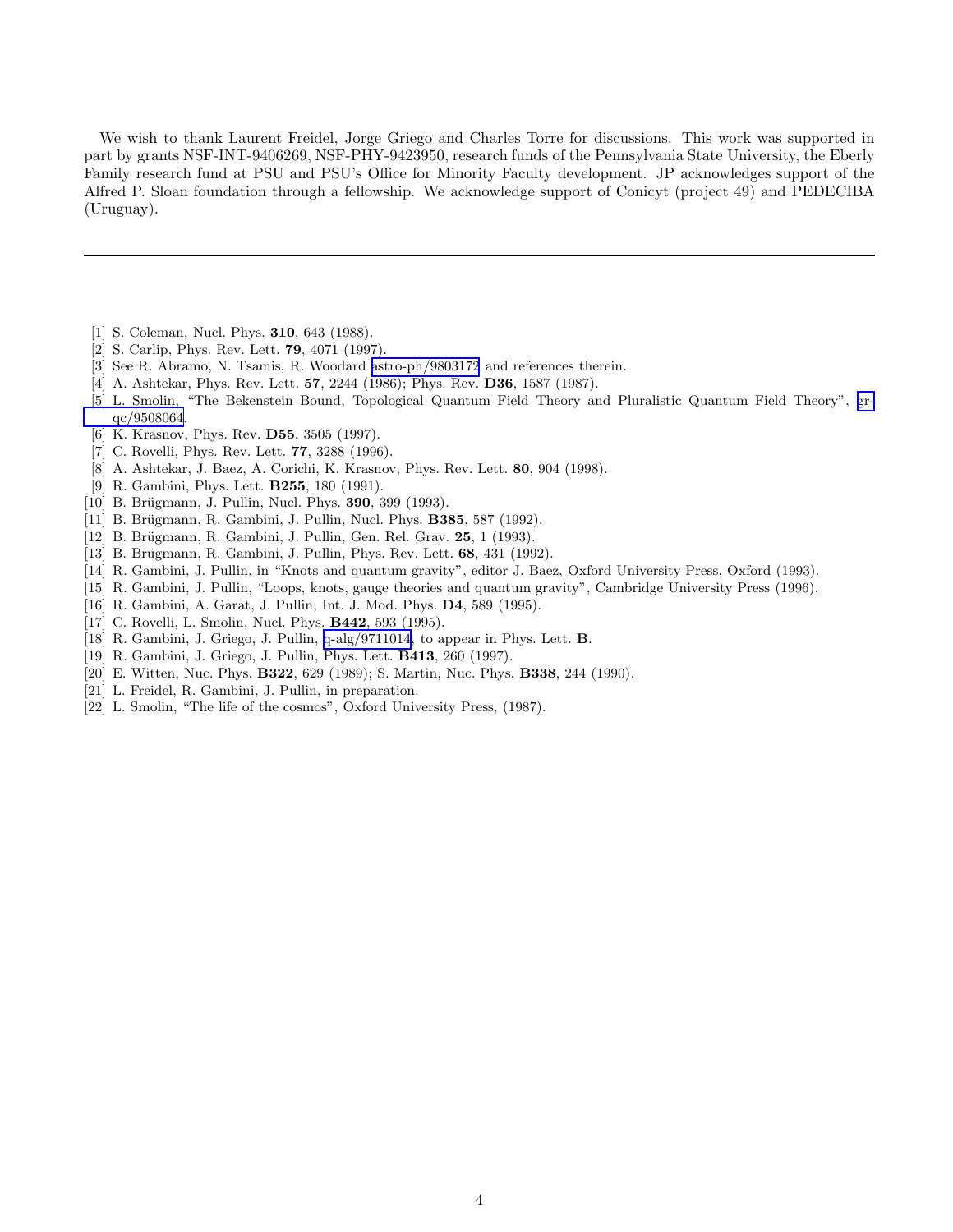We wish to thank Laurent Freidel, Jorge Griego and Charles Torre for discussions. This work was supported in part by grants NSF-INT-9406269, NSF-PHY-9423950, research funds of the Pennsylvania State University, the Eberly Family research fund at PSU and PSU's Office for Minority Faculty development. JP acknowledges support of the Alfred P. Sloan foundation through a fellowship. We acknowledge support of Conicyt (project 49) and PEDECIBA (Uruguay).

---

[1] S. Coleman, Nucl. Phys. **310**, 643 (1988).
[2] S. Carlip, Phys. Rev. Lett. **79**, 4071 (1997).
[3] See R. Abramo, N. Tsamis, R. Woodard astro-ph/9803172 and references therein.
[4] A. Ashtekar, Phys. Rev. Lett. **57**, 2244 (1986); Phys. Rev. **D36**, 1587 (1987).
[5] L. Smolin, "The Bekenstein Bound, Topological Quantum Field Theory and Pluralistic Quantum Field Theory", gr-qc/9508064.
[6] K. Krasnov, Phys. Rev. **D55**, 3505 (1997).
[7] C. Rovelli, Phys. Rev. Lett. **77**, 3288 (1996).
[8] A. Ashtekar, J. Baez, A. Corichi, K. Krasnov, Phys. Rev. Lett. **80**, 904 (1998).
[9] R. Gambini, Phys. Lett. **B255**, 180 (1991).
[10] B. Brügmann, J. Pullin, Nucl. Phys. **390**, 399 (1993).
[11] B. Brügmann, R. Gambini, J. Pullin, Nucl. Phys. **B385**, 587 (1992).
[12] B. Brügmann, R. Gambini, J. Pullin, Gen. Rel. Grav. **25**, 1 (1993).
[13] B. Brügmann, R. Gambini, J. Pullin, Phys. Rev. Lett. **68**, 431 (1992).
[14] R. Gambini, J. Pullin, in "Knots and quantum gravity", editor J. Baez, Oxford University Press, Oxford (1993).
[15] R. Gambini, J. Pullin, "Loops, knots, gauge theories and quantum gravity", Cambridge University Press (1996).
[16] R. Gambini, A. Garat, J. Pullin, Int. J. Mod. Phys. **D4**, 589 (1995).
[17] C. Rovelli, L. Smolin, Nucl. Phys. **B442**, 593 (1995).
[18] R. Gambini, J. Griego, J. Pullin, q-alg/9711014, to appear in Phys. Lett. **B**.
[19] R. Gambini, J. Griego, J. Pullin, Phys. Lett. **B413**, 260 (1997).
[20] E. Witten, Nuc. Phys. **B322**, 629 (1989); S. Martin, Nuc. Phys. **B338**, 244 (1990).
[21] L. Freidel, R. Gambini, J. Pullin, in preparation.
[22] L. Smolin, "The life of the cosmos", Oxford University Press, (1987).